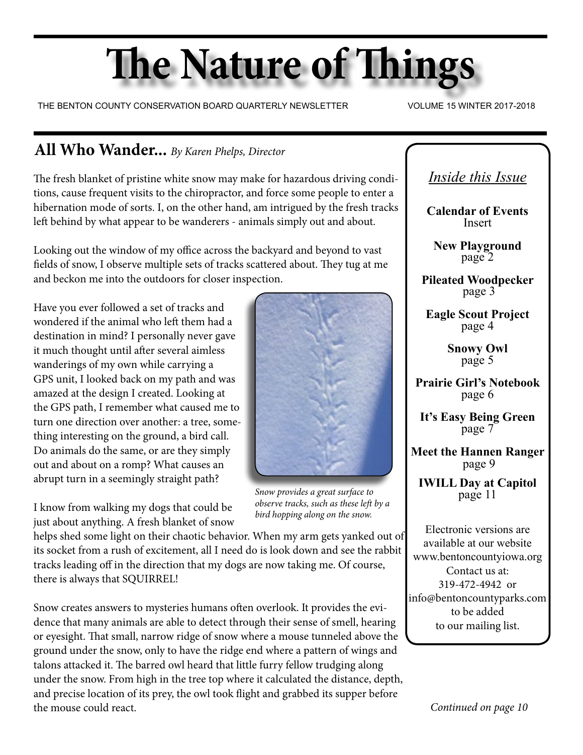# The Nature of Things

THE BENTON COUNTY CONSERVATION BOARD QUARTERLY NEWSLETTER VOLUME 15 WINTER 2017-2018

## All Who Wander... *By Karen Phelps, Director*

The fresh blanket of pristine white snow may make for hazardous driving conditions, cause frequent visits to the chiropractor, and force some people to enter a hibernation mode of sorts. I, on the other hand, am intrigued by the fresh tracks left behind by what appear to be wanderers - animals simply out and about.

Looking out the window of my office across the backyard and beyond to vast fields of snow, I observe multiple sets of tracks scattered about. They tug at me and beckon me into the outdoors for closer inspection.

Have you ever followed a set of tracks and wondered if the animal who left them had a destination in mind? I personally never gave it much thought until after several aimless wanderings of my own while carrying a GPS unit, I looked back on my path and was amazed at the design I created. Looking at the GPS path, I remember what caused me to turn one direction over another: a tree, something interesting on the ground, a bird call. Do animals do the same, or are they simply out and about on a romp? What causes an abrupt turn in a seemingly straight path?

*Snow provides a great surface to observe tracks, such as these left by a bird hopping along on the snow.*

I know from walking my dogs that could be just about anything. A fresh blanket of snow helps shed some light on their chaotic behavior. When my arm gets yanked out of its socket from a rush of excitement, all I need do is look down and see the rabbit tracks leading off in the direction that my dogs are now taking me. Of course, there is always that SQUIRREL!

Snow creates answers to mysteries humans often overlook. It provides the evidence that many animals are able to detect through their sense of smell, hearing or eyesight. That small, narrow ridge of snow where a mouse tunneled above the ground under the snow, only to have the ridge end where a pattern of wings and talons attacked it. The barred owl heard that little furry fellow trudging along under the snow. From high in the tree top where it calculated the distance, depth, and precise location of its prey, the owl took flight and grabbed its supper before the mouse could react.

*Continued on page 10*

### *Inside this Issue*

**Calendar of Events**
Insert

**New Playground**
page 2

**Pileated Woodpecker**
page 3

**Eagle Scout Project**
page 4

**Snowy Owl**
page 5

**Prairie Girl's Notebook**
page 6

**It's Easy Being Green**
page 7

**Meet the Hannen Ranger**
page 9

**IWILL Day at Capitol**
page 11

Electronic versions are available at our website www.bentoncountyiowa.org
Contact us at:
319-472-4942 or
info@bentoncountyparks.com
to be added
to our mailing list.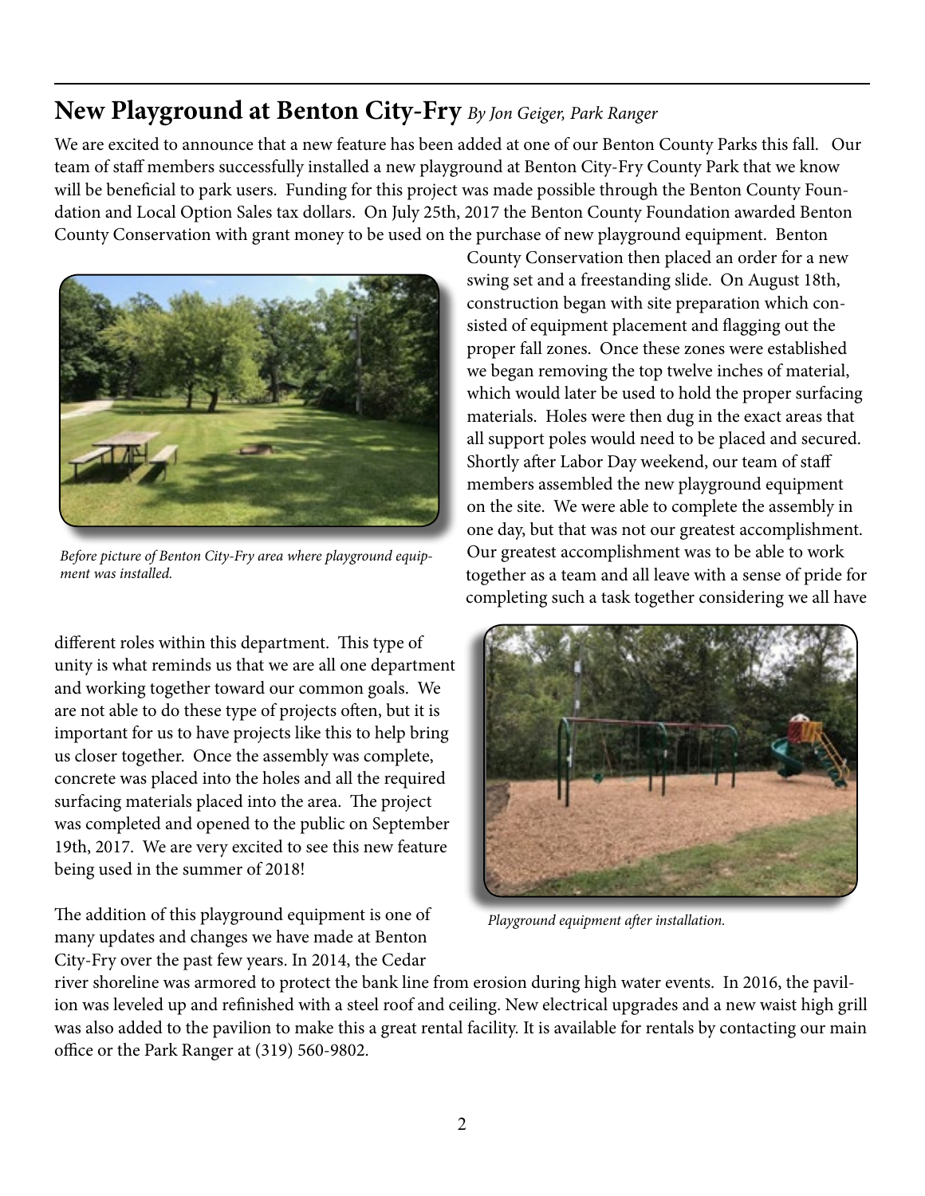## New Playground at Benton City-Fry *By Jon Geiger, Park Ranger*

We are excited to announce that a new feature has been added at one of our Benton County Parks this fall. Our team of staff members successfully installed a new playground at Benton City-Fry County Park that we know will be beneficial to park users. Funding for this project was made possible through the Benton County Foundation and Local Option Sales tax dollars. On July 25th, 2017 the Benton County Foundation awarded Benton County Conservation with grant money to be used on the purchase of new playground equipment. Benton County Conservation then placed an order for a new swing set and a freestanding slide. On August 18th, construction began with site preparation which consisted of equipment placement and flagging out the proper fall zones. Once these zones were established we began removing the top twelve inches of material, which would later be used to hold the proper surfacing materials. Holes were then dug in the exact areas that all support poles would need to be placed and secured. Shortly after Labor Day weekend, our team of staff members assembled the new playground equipment on the site. We were able to complete the assembly in one day, but that was not our greatest accomplishment. Our greatest accomplishment was to be able to work together as a team and all leave with a sense of pride for completing such a task together considering we all have different roles within this department. This type of unity is what reminds us that we are all one department and working together toward our common goals. We are not able to do these type of projects often, but it is important for us to have projects like this to help bring us closer together. Once the assembly was complete, concrete was placed into the holes and all the required surfacing materials placed into the area. The project was completed and opened to the public on September 19th, 2017. We are very excited to see this new feature being used in the summer of 2018!

*Before picture of Benton City-Fry area where playground equipment was installed.*

*Playground equipment after installation.*

The addition of this playground equipment is one of many updates and changes we have made at Benton City-Fry over the past few years. In 2014, the Cedar river shoreline was armored to protect the bank line from erosion during high water events. In 2016, the pavilion was leveled up and refinished with a steel roof and ceiling. New electrical upgrades and a new waist high grill was also added to the pavilion to make this a great rental facility. It is available for rentals by contacting our main office or the Park Ranger at (319) 560-9802.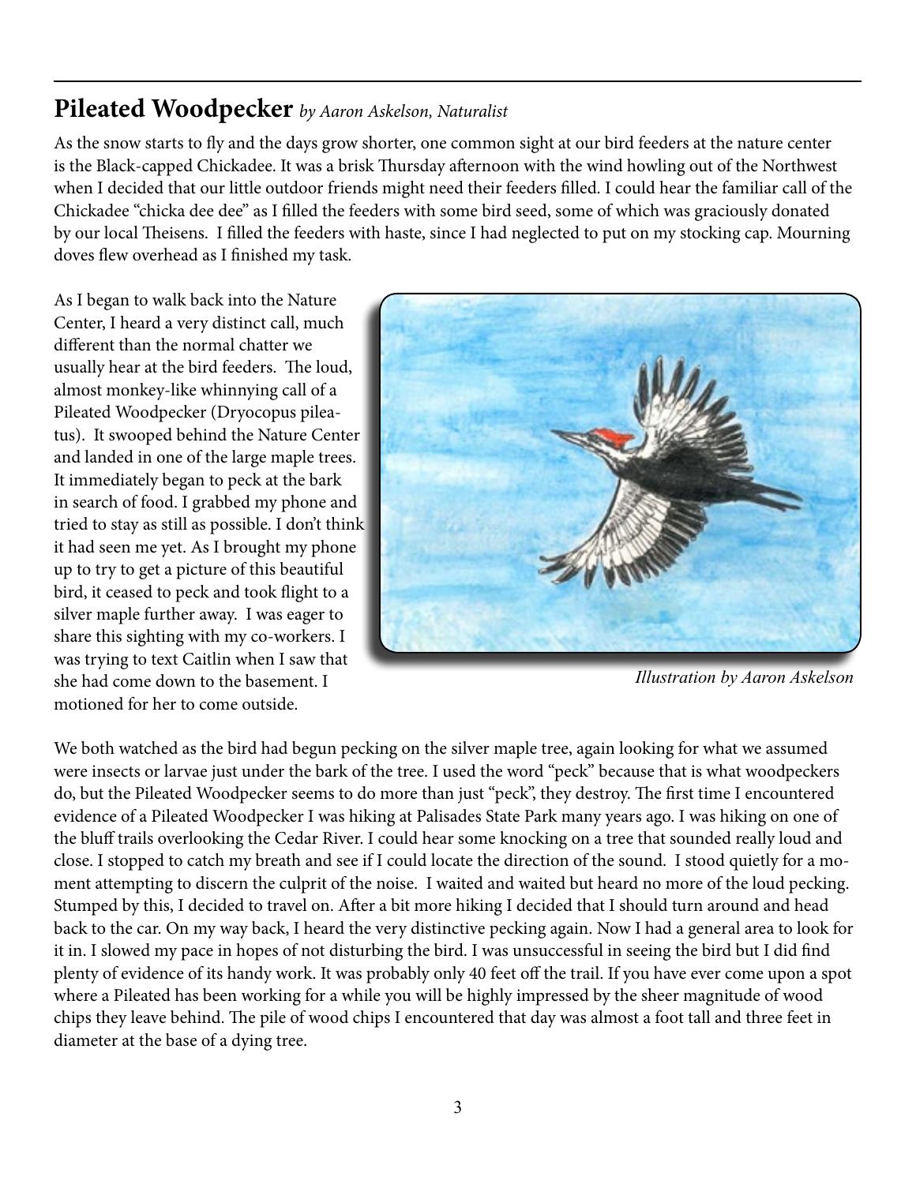## **Pileated Woodpecker** *by Aaron Askelson, Naturalist*

As the snow starts to fly and the days grow shorter, one common sight at our bird feeders at the nature center is the Black-capped Chickadee. It was a brisk Thursday afternoon with the wind howling out of the Northwest when I decided that our little outdoor friends might need their feeders filled. I could hear the familiar call of the Chickadee "chicka dee dee" as I filled the feeders with some bird seed, some of which was graciously donated by our local Theisens. I filled the feeders with haste, since I had neglected to put on my stocking cap. Mourning doves flew overhead as I finished my task.

As I began to walk back into the Nature Center, I heard a very distinct call, much different than the normal chatter we usually hear at the bird feeders. The loud, almost monkey-like whinnying call of a Pileated Woodpecker (Dryocopus pileatus). It swooped behind the Nature Center and landed in one of the large maple trees. It immediately began to peck at the bark in search of food. I grabbed my phone and tried to stay as still as possible. I don't think it had seen me yet. As I brought my phone up to try to get a picture of this beautiful bird, it ceased to peck and took flight to a silver maple further away. I was eager to share this sighting with my co-workers. I was trying to text Caitlin when I saw that she had come down to the basement. I motioned for her to come outside.

*Illustration by Aaron Askelson*

We both watched as the bird had begun pecking on the silver maple tree, again looking for what we assumed were insects or larvae just under the bark of the tree. I used the word "peck" because that is what woodpeckers do, but the Pileated Woodpecker seems to do more than just "peck", they destroy. The first time I encountered evidence of a Pileated Woodpecker I was hiking at Palisades State Park many years ago. I was hiking on one of the bluff trails overlooking the Cedar River. I could hear some knocking on a tree that sounded really loud and close. I stopped to catch my breath and see if I could locate the direction of the sound. I stood quietly for a moment attempting to discern the culprit of the noise. I waited and waited but heard no more of the loud pecking. Stumped by this, I decided to travel on. After a bit more hiking I decided that I should turn around and head back to the car. On my way back, I heard the very distinctive pecking again. Now I had a general area to look for it in. I slowed my pace in hopes of not disturbing the bird. I was unsuccessful in seeing the bird but I did find plenty of evidence of its handy work. It was probably only 40 feet off the trail. If you have ever come upon a spot where a Pileated has been working for a while you will be highly impressed by the sheer magnitude of wood chips they leave behind. The pile of wood chips I encountered that day was almost a foot tall and three feet in diameter at the base of a dying tree.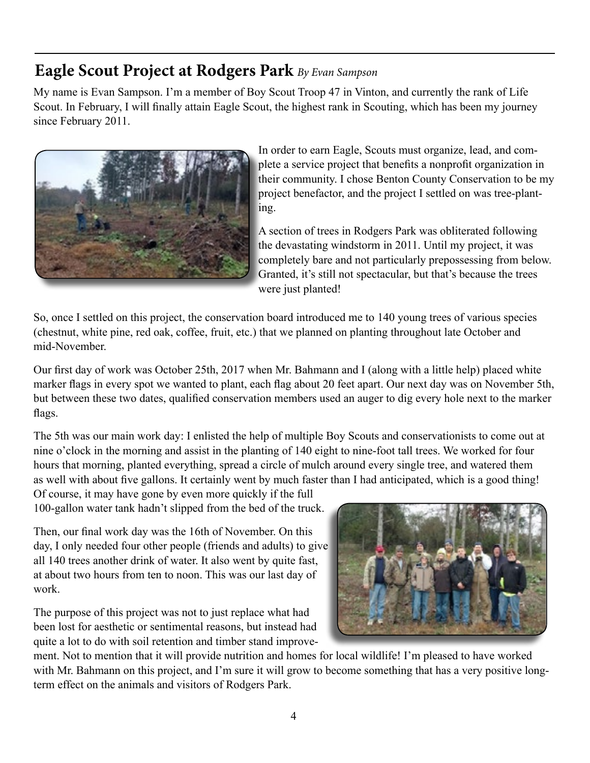## **Eagle Scout Project at Rodgers Park** *By Evan Sampson*

My name is Evan Sampson. I'm a member of Boy Scout Troop 47 in Vinton, and currently the rank of Life Scout. In February, I will finally attain Eagle Scout, the highest rank in Scouting, which has been my journey since February 2011.

In order to earn Eagle, Scouts must organize, lead, and complete a service project that benefits a nonprofit organization in their community. I chose Benton County Conservation to be my project benefactor, and the project I settled on was tree-planting.

A section of trees in Rodgers Park was obliterated following the devastating windstorm in 2011. Until my project, it was completely bare and not particularly prepossessing from below. Granted, it's still not spectacular, but that's because the trees were just planted!

So, once I settled on this project, the conservation board introduced me to 140 young trees of various species (chestnut, white pine, red oak, coffee, fruit, etc.) that we planned on planting throughout late October and mid-November.

Our first day of work was October 25th, 2017 when Mr. Bahmann and I (along with a little help) placed white marker flags in every spot we wanted to plant, each flag about 20 feet apart. Our next day was on November 5th, but between these two dates, qualified conservation members used an auger to dig every hole next to the marker flags.

The 5th was our main work day: I enlisted the help of multiple Boy Scouts and conservationists to come out at nine o'clock in the morning and assist in the planting of 140 eight to nine-foot tall trees. We worked for four hours that morning, planted everything, spread a circle of mulch around every single tree, and watered them as well with about five gallons. It certainly went by much faster than I had anticipated, which is a good thing! Of course, it may have gone by even more quickly if the full 100-gallon water tank hadn't slipped from the bed of the truck.

Then, our final work day was the 16th of November. On this day, I only needed four other people (friends and adults) to give all 140 trees another drink of water. It also went by quite fast, at about two hours from ten to noon. This was our last day of work.

The purpose of this project was not to just replace what had been lost for aesthetic or sentimental reasons, but instead had quite a lot to do with soil retention and timber stand improvement. Not to mention that it will provide nutrition and homes for local wildlife! I'm pleased to have worked with Mr. Bahmann on this project, and I'm sure it will grow to become something that has a very positive long-term effect on the animals and visitors of Rodgers Park.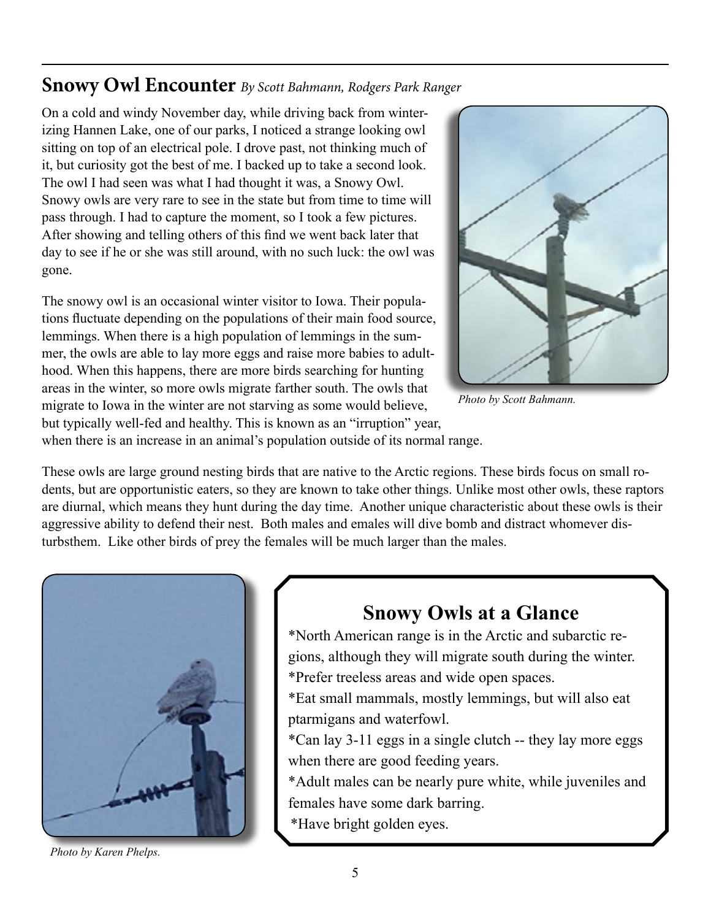## Snowy Owl Encounter *By Scott Bahmann, Rodgers Park Ranger*

On a cold and windy November day, while driving back from winterizing Hannen Lake, one of our parks, I noticed a strange looking owl sitting on top of an electrical pole. I drove past, not thinking much of it, but curiosity got the best of me. I backed up to take a second look. The owl I had seen was what I had thought it was, a Snowy Owl. Snowy owls are very rare to see in the state but from time to time will pass through. I had to capture the moment, so I took a few pictures. After showing and telling others of this find we went back later that day to see if he or she was still around, with no such luck: the owl was gone.

*Photo by Scott Bahmann.*

The snowy owl is an occasional winter visitor to Iowa. Their populations fluctuate depending on the populations of their main food source, lemmings. When there is a high population of lemmings in the summer, the owls are able to lay more eggs and raise more babies to adulthood. When this happens, there are more birds searching for hunting areas in the winter, so more owls migrate farther south. The owls that migrate to Iowa in the winter are not starving as some would believe, but typically well-fed and healthy. This is known as an "irruption" year, when there is an increase in an animal's population outside of its normal range.

These owls are large ground nesting birds that are native to the Arctic regions. These birds focus on small rodents, but are opportunistic eaters, so they are known to take other things. Unlike most other owls, these raptors are diurnal, which means they hunt during the day time. Another unique characteristic about these owls is their aggressive ability to defend their nest. Both males and emales will dive bomb and distract whomever disturbsthem. Like other birds of prey the females will be much larger than the males.

*Photo by Karen Phelps.*

### Snowy Owls at a Glance

*North American range is in the Arctic and subarctic regions, although they will migrate south during the winter.
*Prefer treeless areas and wide open spaces.
*Eat small mammals, mostly lemmings, but will also eat ptarmigans and waterfowl.
*Can lay 3-11 eggs in a single clutch -- they lay more eggs when there are good feeding years.
*Adult males can be nearly pure white, while juveniles and females have some dark barring.
*Have bright golden eyes.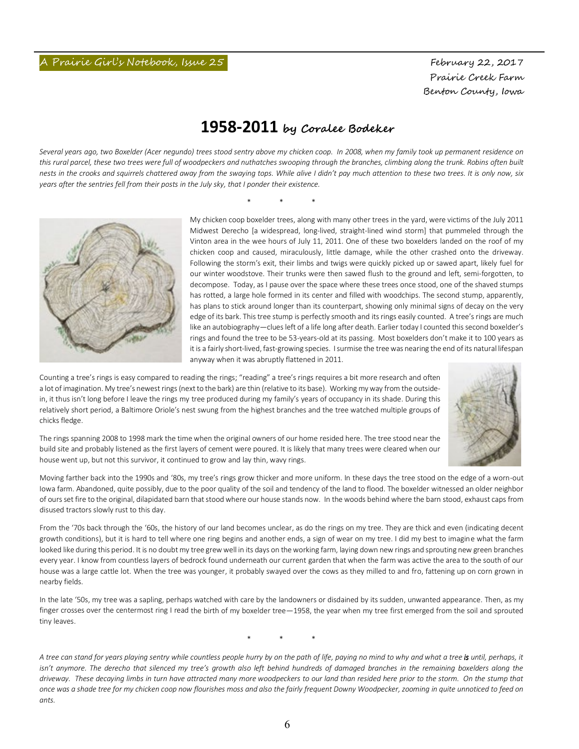A Prairie Girl's Notebook, Issue 25

February 22, 2017
Prairie Creek Farm
Benton County, Iowa

# 1958-2011 by Coralee Bodeker

*Several years ago, two Boxelder (Acer negundo) trees stood sentry above my chicken coop. In 2008, when my family took up permanent residence on this rural parcel, these two trees were full of woodpeckers and nuthatches swooping through the branches, climbing along the trunk. Robins often built nests in the crooks and squirrels chattered away from the swaying tops. While alive I didn't pay much attention to these two trees. It is only now, six years after the sentries fell from their posts in the July sky, that I ponder their existence.*

\* \* \*

My chicken coop boxelder trees, along with many other trees in the yard, were victims of the July 2011 Midwest Derecho [a widespread, long-lived, straight-lined wind storm] that pummeled through the Vinton area in the wee hours of July 11, 2011. One of these two boxelders landed on the roof of my chicken coop and caused, miraculously, little damage, while the other crashed onto the driveway. Following the storm's exit, their limbs and twigs were quickly picked up or sawed apart, likely fuel for our winter woodstove. Their trunks were then sawed flush to the ground and left, semi-forgotten, to decompose. Today, as I pause over the space where these trees once stood, one of the shaved stumps has rotted, a large hole formed in its center and filled with woodchips. The second stump, apparently, has plans to stick around longer than its counterpart, showing only minimal signs of decay on the very edge of its bark. This tree stump is perfectly smooth and its rings easily counted. A tree's rings are much like an autobiography—clues left of a life long after death. Earlier today I counted this second boxelder's rings and found the tree to be 53-years-old at its passing. Most boxelders don't make it to 100 years as it is a fairly short-lived, fast-growing species. I surmise the tree was nearing the end of its natural lifespan anyway when it was abruptly flattened in 2011.

Counting a tree's rings is easy compared to reading the rings; "reading" a tree's rings requires a bit more research and often a lot of imagination. My tree's newest rings (next to the bark) are thin (relative to its base). Working my way from the outside-in, it thus isn't long before I leave the rings my tree produced during my family's years of occupancy in its shade. During this relatively short period, a Baltimore Oriole's nest swung from the highest branches and the tree watched multiple groups of chicks fledge.

The rings spanning 2008 to 1998 mark the time when the original owners of our home resided here. The tree stood near the build site and probably listened as the first layers of cement were poured. It is likely that many trees were cleared when our house went up, but not this survivor, it continued to grow and lay thin, wavy rings.

Moving farther back into the 1990s and '80s, my tree's rings grow thicker and more uniform. In these days the tree stood on the edge of a worn-out Iowa farm. Abandoned, quite possibly, due to the poor quality of the soil and tendency of the land to flood. The boxelder witnessed an older neighbor of ours set fire to the original, dilapidated barn that stood where our house stands now. In the woods behind where the barn stood, exhaust caps from disused tractors slowly rust to this day.

From the '70s back through the '60s, the history of our land becomes unclear, as do the rings on my tree. They are thick and even (indicating decent growth conditions), but it is hard to tell where one ring begins and another ends, a sign of wear on my tree. I did my best to imagine what the farm looked like during this period. It is no doubt my tree grew well in its days on the working farm, laying down new rings and sprouting new green branches every year. I know from countless layers of bedrock found underneath our current garden that when the farm was active the area to the south of our house was a large cattle lot. When the tree was younger, it probably swayed over the cows as they milled to and fro, fattening up on corn grown in nearby fields.

In the late '50s, my tree was a sapling, perhaps watched with care by the landowners or disdained by its sudden, unwanted appearance. Then, as my finger crosses over the centermost ring I read the birth of my boxelder tree—1958, the year when my tree first emerged from the soil and sprouted tiny leaves.

\* \* \*

*A tree can stand for years playing sentry while countless people hurry by on the path of life, paying no mind to why and what a tree **is** until, perhaps, it isn't anymore. The derecho that silenced my tree's growth also left behind hundreds of damaged branches in the remaining boxelders along the driveway. These decaying limbs in turn have attracted many more woodpeckers to our land than resided here prior to the storm. On the stump that once was a shade tree for my chicken coop now flourishes moss and also the fairly frequent Downy Woodpecker, zooming in quite unnoticed to feed on ants.*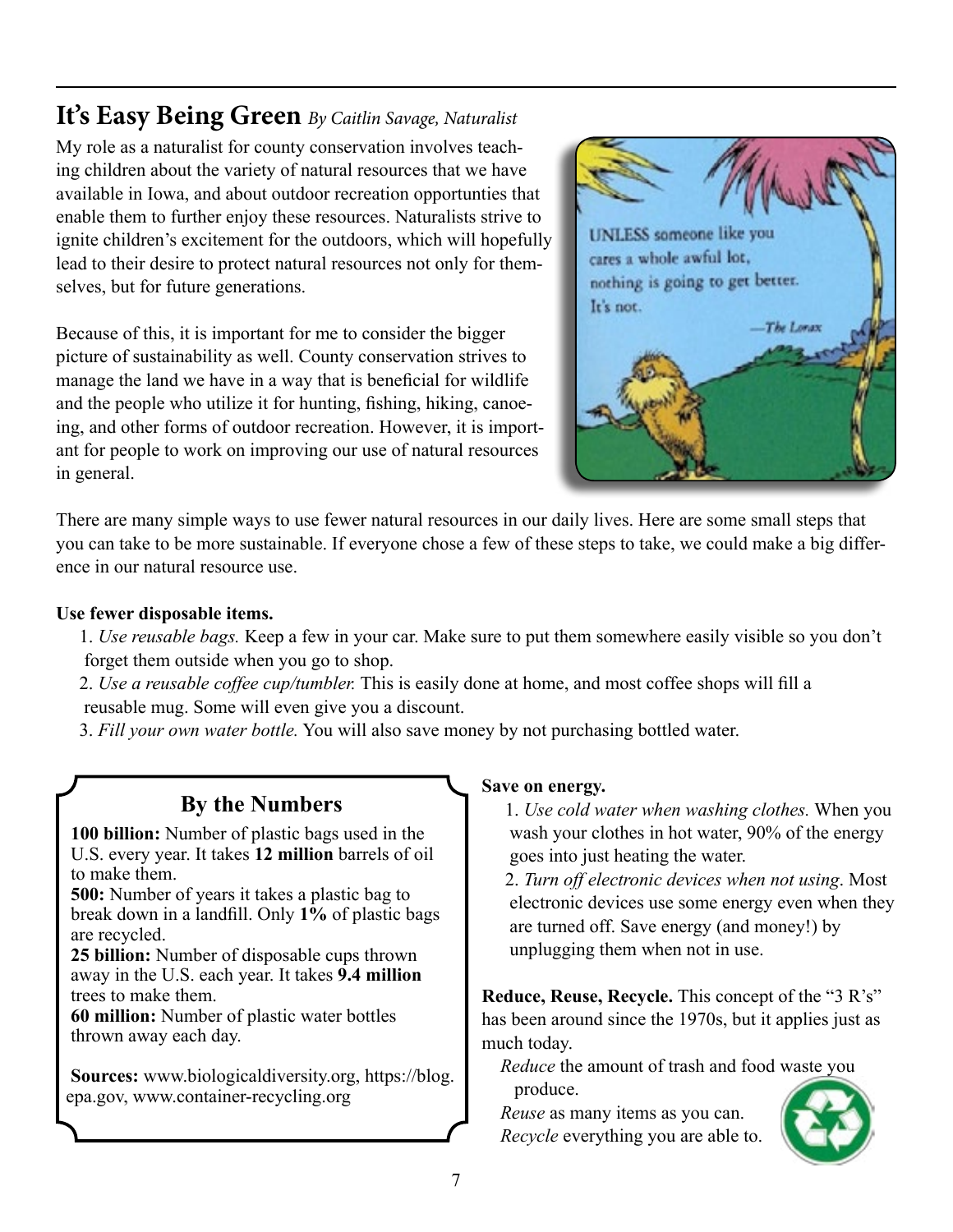## It's Easy Being Green *By Caitlin Savage, Naturalist*

My role as a naturalist for county conservation involves teaching children about the variety of natural resources that we have available in Iowa, and about outdoor recreation opportunties that enable them to further enjoy these resources. Naturalists strive to ignite children's excitement for the outdoors, which will hopefully lead to their desire to protect natural resources not only for themselves, but for future generations.

Because of this, it is important for me to consider the bigger picture of sustainability as well. County conservation strives to manage the land we have in a way that is beneficial for wildlife and the people who utilize it for hunting, fishing, hiking, canoeing, and other forms of outdoor recreation. However, it is important for people to work on improving our use of natural resources in general.

There are many simple ways to use fewer natural resources in our daily lives. Here are some small steps that you can take to be more sustainable. If everyone chose a few of these steps to take, we could make a big difference in our natural resource use.

**Use fewer disposable items.**

1. *Use reusable bags.* Keep a few in your car. Make sure to put them somewhere easily visible so you don't forget them outside when you go to shop.
2. *Use a reusable coffee cup/tumbler.* This is easily done at home, and most coffee shops will fill a reusable mug. Some will even give you a discount.
3. *Fill your own water bottle.* You will also save money by not purchasing bottled water.

### By the Numbers

**100 billion:** Number of plastic bags used in the U.S. every year. It takes **12 million** barrels of oil to make them.
**500:** Number of years it takes a plastic bag to break down in a landfill. Only **1%** of plastic bags are recycled.
**25 billion:** Number of disposable cups thrown away in the U.S. each year. It takes **9.4 million** trees to make them.
**60 million:** Number of plastic water bottles thrown away each day.

**Sources:** www.biologicaldiversity.org, https://blog.epa.gov, www.container-recycling.org

**Save on energy.**

1. *Use cold water when washing clothes.* When you wash your clothes in hot water, 90% of the energy goes into just heating the water.
2. *Turn off electronic devices when not using*. Most electronic devices use some energy even when they are turned off. Save energy (and money!) by unplugging them when not in use.

**Reduce, Reuse, Recycle.** This concept of the "3 R's" has been around since the 1970s, but it applies just as much today.

*Reduce* the amount of trash and food waste you produce.
*Reuse* as many items as you can.
*Recycle* everything you are able to.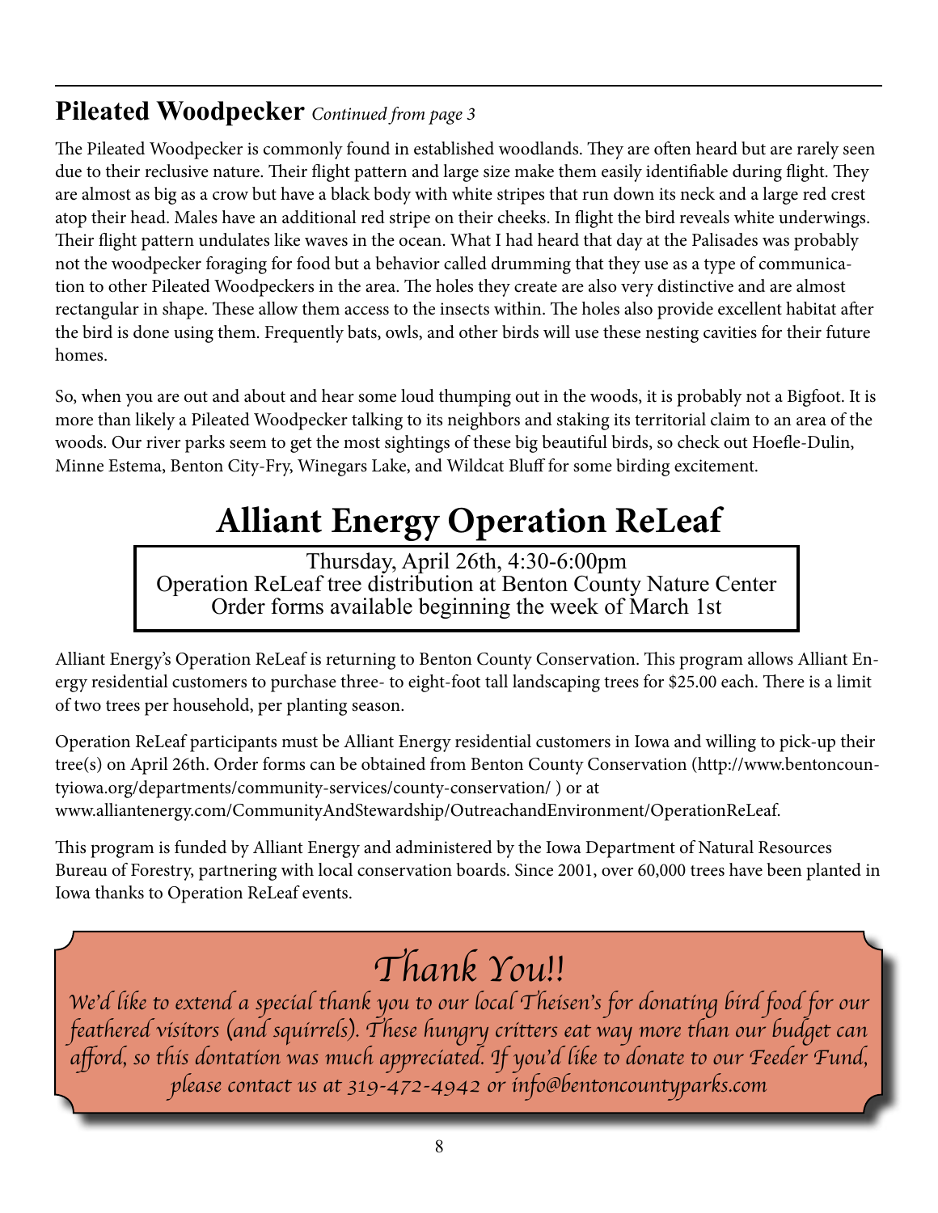## Pileated Woodpecker *Continued from page 3*

The Pileated Woodpecker is commonly found in established woodlands. They are often heard but are rarely seen due to their reclusive nature. Their flight pattern and large size make them easily identifiable during flight. They are almost as big as a crow but have a black body with white stripes that run down its neck and a large red crest atop their head. Males have an additional red stripe on their cheeks. In flight the bird reveals white underwings. Their flight pattern undulates like waves in the ocean. What I had heard that day at the Palisades was probably not the woodpecker foraging for food but a behavior called drumming that they use as a type of communication to other Pileated Woodpeckers in the area. The holes they create are also very distinctive and are almost rectangular in shape. These allow them access to the insects within. The holes also provide excellent habitat after the bird is done using them. Frequently bats, owls, and other birds will use these nesting cavities for their future homes.

So, when you are out and about and hear some loud thumping out in the woods, it is probably not a Bigfoot. It is more than likely a Pileated Woodpecker talking to its neighbors and staking its territorial claim to an area of the woods. Our river parks seem to get the most sightings of these big beautiful birds, so check out Hoefle-Dulin, Minne Estema, Benton City-Fry, Winegars Lake, and Wildcat Bluff for some birding excitement.

# Alliant Energy Operation ReLeaf

Thursday, April 26th, 4:30-6:00pm
Operation ReLeaf tree distribution at Benton County Nature Center
Order forms available beginning the week of March 1st

Alliant Energy's Operation ReLeaf is returning to Benton County Conservation. This program allows Alliant Energy residential customers to purchase three- to eight-foot tall landscaping trees for $25.00 each. There is a limit of two trees per household, per planting season.

Operation ReLeaf participants must be Alliant Energy residential customers in Iowa and willing to pick-up their tree(s) on April 26th. Order forms can be obtained from Benton County Conservation (http://www.bentoncountyiowa.org/departments/community-services/county-conservation/ ) or at www.alliantenergy.com/CommunityAndStewardship/OutreachandEnvironment/OperationReLeaf.

This program is funded by Alliant Energy and administered by the Iowa Department of Natural Resources Bureau of Forestry, partnering with local conservation boards. Since 2001, over 60,000 trees have been planted in Iowa thanks to Operation ReLeaf events.

## *Thank You!!*

*We'd like to extend a special thank you to our local Theisen's for donating bird food for our feathered visitors (and squirrels). These hungry critters eat way more than our budget can afford, so this dontation was much appreciated. If you'd like to donate to our Feeder Fund, please contact us at 319-472-4942 or info@bentoncountyparks.com*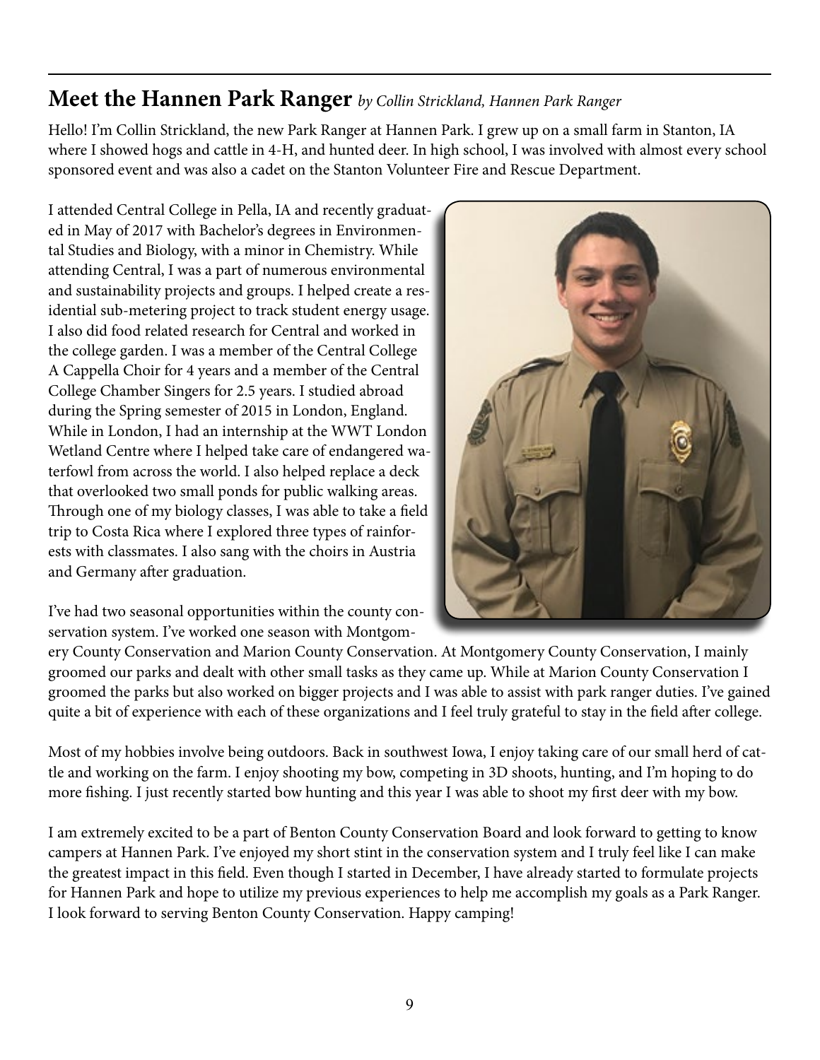## Meet the Hannen Park Ranger *by Collin Strickland, Hannen Park Ranger*

Hello! I'm Collin Strickland, the new Park Ranger at Hannen Park. I grew up on a small farm in Stanton, IA where I showed hogs and cattle in 4-H, and hunted deer. In high school, I was involved with almost every school sponsored event and was also a cadet on the Stanton Volunteer Fire and Rescue Department.

I attended Central College in Pella, IA and recently graduated in May of 2017 with Bachelor's degrees in Environmental Studies and Biology, with a minor in Chemistry. While attending Central, I was a part of numerous environmental and sustainability projects and groups. I helped create a residential sub-metering project to track student energy usage. I also did food related research for Central and worked in the college garden. I was a member of the Central College A Cappella Choir for 4 years and a member of the Central College Chamber Singers for 2.5 years. I studied abroad during the Spring semester of 2015 in London, England. While in London, I had an internship at the WWT London Wetland Centre where I helped take care of endangered waterfowl from across the world. I also helped replace a deck that overlooked two small ponds for public walking areas. Through one of my biology classes, I was able to take a field trip to Costa Rica where I explored three types of rainforests with classmates. I also sang with the choirs in Austria and Germany after graduation.

I've had two seasonal opportunities within the county conservation system. I've worked one season with Montgomery County Conservation and Marion County Conservation. At Montgomery County Conservation, I mainly groomed our parks and dealt with other small tasks as they came up. While at Marion County Conservation I groomed the parks but also worked on bigger projects and I was able to assist with park ranger duties. I've gained quite a bit of experience with each of these organizations and I feel truly grateful to stay in the field after college.

Most of my hobbies involve being outdoors. Back in southwest Iowa, I enjoy taking care of our small herd of cattle and working on the farm. I enjoy shooting my bow, competing in 3D shoots, hunting, and I'm hoping to do more fishing. I just recently started bow hunting and this year I was able to shoot my first deer with my bow.

I am extremely excited to be a part of Benton County Conservation Board and look forward to getting to know campers at Hannen Park. I've enjoyed my short stint in the conservation system and I truly feel like I can make the greatest impact in this field. Even though I started in December, I have already started to formulate projects for Hannen Park and hope to utilize my previous experiences to help me accomplish my goals as a Park Ranger. I look forward to serving Benton County Conservation. Happy camping!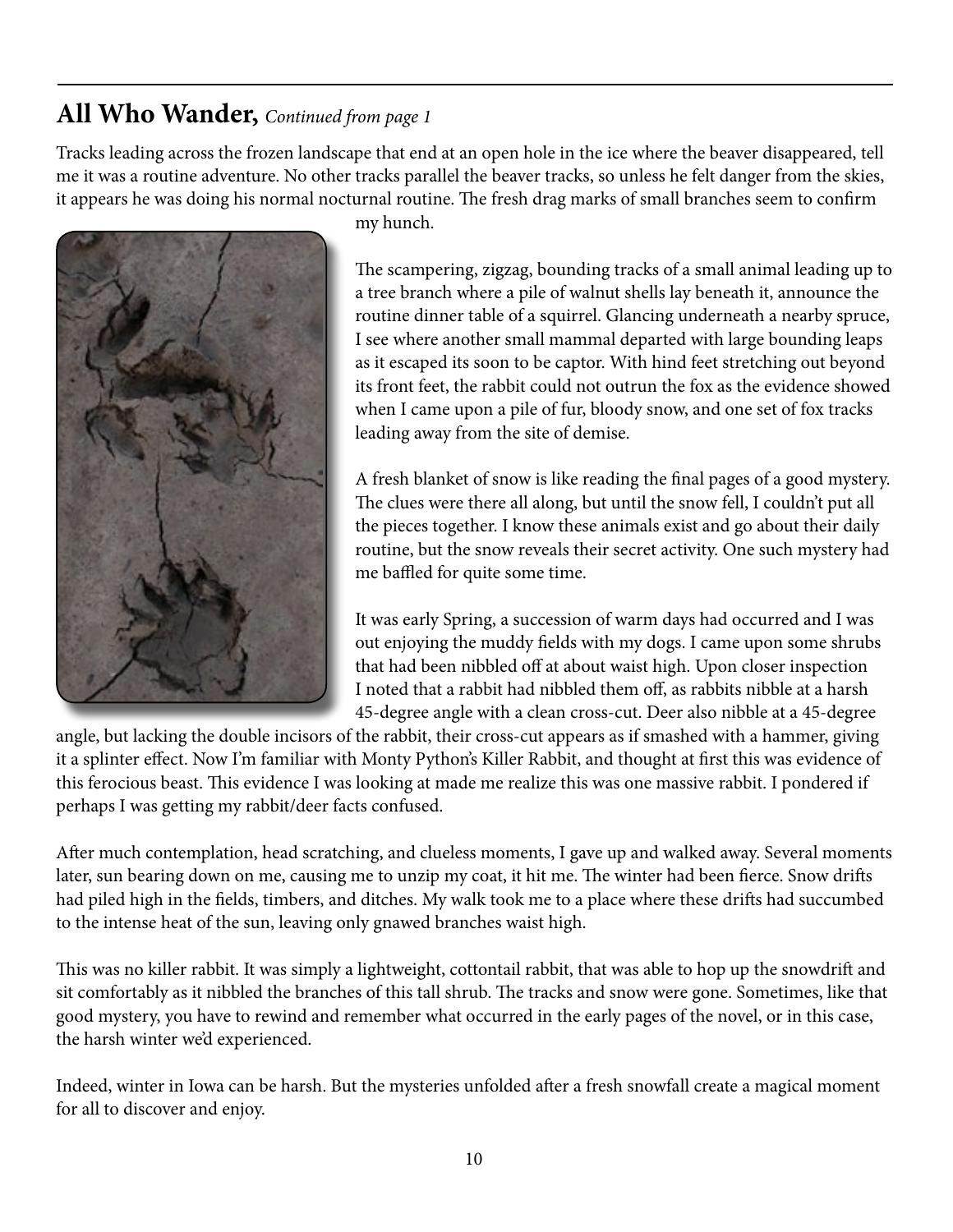## **All Who Wander,** *Continued from page 1*

Tracks leading across the frozen landscape that end at an open hole in the ice where the beaver disappeared, tell me it was a routine adventure. No other tracks parallel the beaver tracks, so unless he felt danger from the skies, it appears he was doing his normal nocturnal routine. The fresh drag marks of small branches seem to confirm my hunch.

The scampering, zigzag, bounding tracks of a small animal leading up to a tree branch where a pile of walnut shells lay beneath it, announce the routine dinner table of a squirrel. Glancing underneath a nearby spruce, I see where another small mammal departed with large bounding leaps as it escaped its soon to be captor. With hind feet stretching out beyond its front feet, the rabbit could not outrun the fox as the evidence showed when I came upon a pile of fur, bloody snow, and one set of fox tracks leading away from the site of demise.

A fresh blanket of snow is like reading the final pages of a good mystery. The clues were there all along, but until the snow fell, I couldn't put all the pieces together. I know these animals exist and go about their daily routine, but the snow reveals their secret activity. One such mystery had me baffled for quite some time.

It was early Spring, a succession of warm days had occurred and I was out enjoying the muddy fields with my dogs. I came upon some shrubs that had been nibbled off at about waist high. Upon closer inspection I noted that a rabbit had nibbled them off, as rabbits nibble at a harsh 45-degree angle with a clean cross-cut. Deer also nibble at a 45-degree angle, but lacking the double incisors of the rabbit, their cross-cut appears as if smashed with a hammer, giving it a splinter effect. Now I'm familiar with Monty Python's Killer Rabbit, and thought at first this was evidence of this ferocious beast. This evidence I was looking at made me realize this was one massive rabbit. I pondered if perhaps I was getting my rabbit/deer facts confused.

After much contemplation, head scratching, and clueless moments, I gave up and walked away. Several moments later, sun bearing down on me, causing me to unzip my coat, it hit me. The winter had been fierce. Snow drifts had piled high in the fields, timbers, and ditches. My walk took me to a place where these drifts had succumbed to the intense heat of the sun, leaving only gnawed branches waist high.

This was no killer rabbit. It was simply a lightweight, cottontail rabbit, that was able to hop up the snowdrift and sit comfortably as it nibbled the branches of this tall shrub. The tracks and snow were gone. Sometimes, like that good mystery, you have to rewind and remember what occurred in the early pages of the novel, or in this case, the harsh winter we'd experienced.

Indeed, winter in Iowa can be harsh. But the mysteries unfolded after a fresh snowfall create a magical moment for all to discover and enjoy.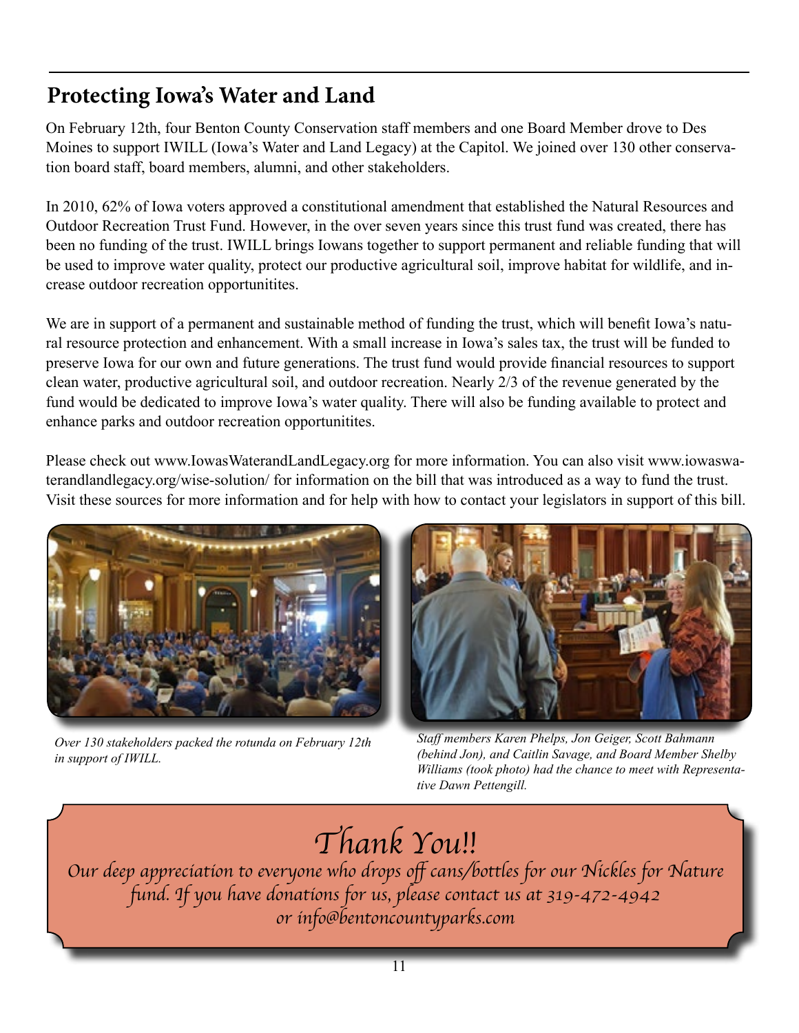## Protecting Iowa's Water and Land

On February 12th, four Benton County Conservation staff members and one Board Member drove to Des Moines to support IWILL (Iowa's Water and Land Legacy) at the Capitol. We joined over 130 other conservation board staff, board members, alumni, and other stakeholders.

In 2010, 62% of Iowa voters approved a constitutional amendment that established the Natural Resources and Outdoor Recreation Trust Fund. However, in the over seven years since this trust fund was created, there has been no funding of the trust. IWILL brings Iowans together to support permanent and reliable funding that will be used to improve water quality, protect our productive agricultural soil, improve habitat for wildlife, and increase outdoor recreation opportunitites.

We are in support of a permanent and sustainable method of funding the trust, which will benefit Iowa's natural resource protection and enhancement. With a small increase in Iowa's sales tax, the trust will be funded to preserve Iowa for our own and future generations. The trust fund would provide financial resources to support clean water, productive agricultural soil, and outdoor recreation. Nearly 2/3 of the revenue generated by the fund would be dedicated to improve Iowa's water quality. There will also be funding available to protect and enhance parks and outdoor recreation opportunitites.

Please check out www.IowasWaterandLandLegacy.org for more information. You can also visit www.iowaswaterandlandlegacy.org/wise-solution/ for information on the bill that was introduced as a way to fund the trust. Visit these sources for more information and for help with how to contact your legislators in support of this bill.

*Over 130 stakeholders packed the rotunda on February 12th in support of IWILL.*

*Staff members Karen Phelps, Jon Geiger, Scott Bahmann (behind Jon), and Caitlin Savage, and Board Member Shelby Williams (took photo) had the chance to meet with Representative Dawn Pettengill.*

## *Thank You!!*

*Our deep appreciation to everyone who drops off cans/bottles for our Nickles for Nature fund. If you have donations for us, please contact us at 319-472-4942 or info@bentoncountyparks.com*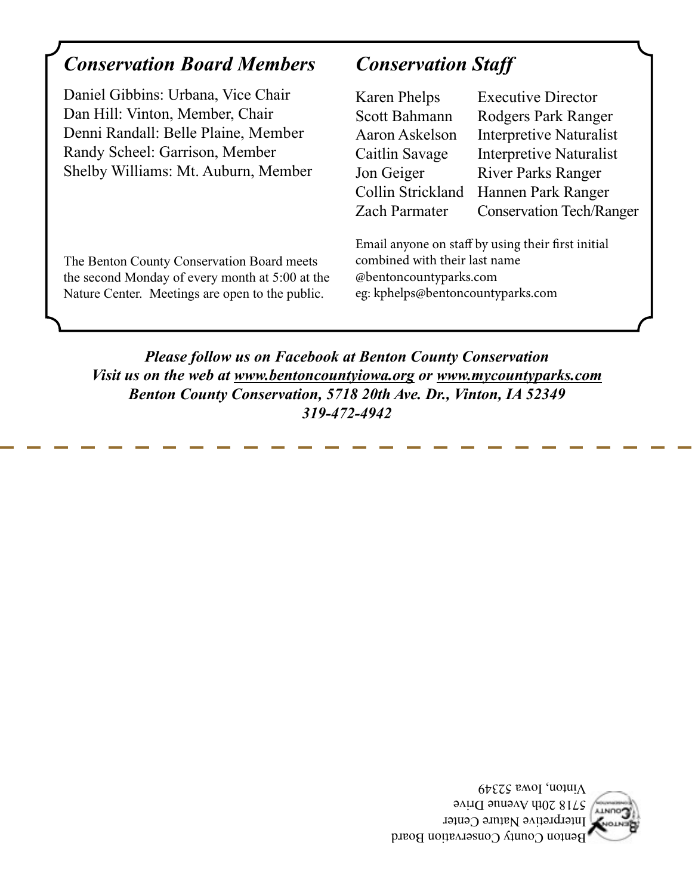## *Conservation Board Members*

Daniel Gibbins: Urbana, Vice Chair
Dan Hill: Vinton, Member, Chair
Denni Randall: Belle Plaine, Member
Randy Scheel: Garrison, Member
Shelby Williams: Mt. Auburn, Member

The Benton County Conservation Board meets the second Monday of every month at 5:00 at the Nature Center. Meetings are open to the public.

## *Conservation Staff*

| | |
|---|---|
| Karen Phelps | Executive Director |
| Scott Bahmann | Rodgers Park Ranger |
| Aaron Askelson | Interpretive Naturalist |
| Caitlin Savage | Interpretive Naturalist |
| Jon Geiger | River Parks Ranger |
| Collin Strickland | Hannen Park Ranger |
| Zach Parmater | Conservation Tech/Ranger |

Email anyone on staff by using their first initial combined with their last name @bentoncountyparks.com
eg: kphelps@bentoncountyparks.com

***Please follow us on Facebook at Benton County Conservation***
***Visit us on the web at www.bentoncountyiowa.org or www.mycountyparks.com***
***Benton County Conservation, 5718 20th Ave. Dr., Vinton, IA 52349***
***319-472-4942***

Benton County Conservation Board
Interpretive Nature Center
5718 20th Avenue Drive
Vinton, Iowa 52349